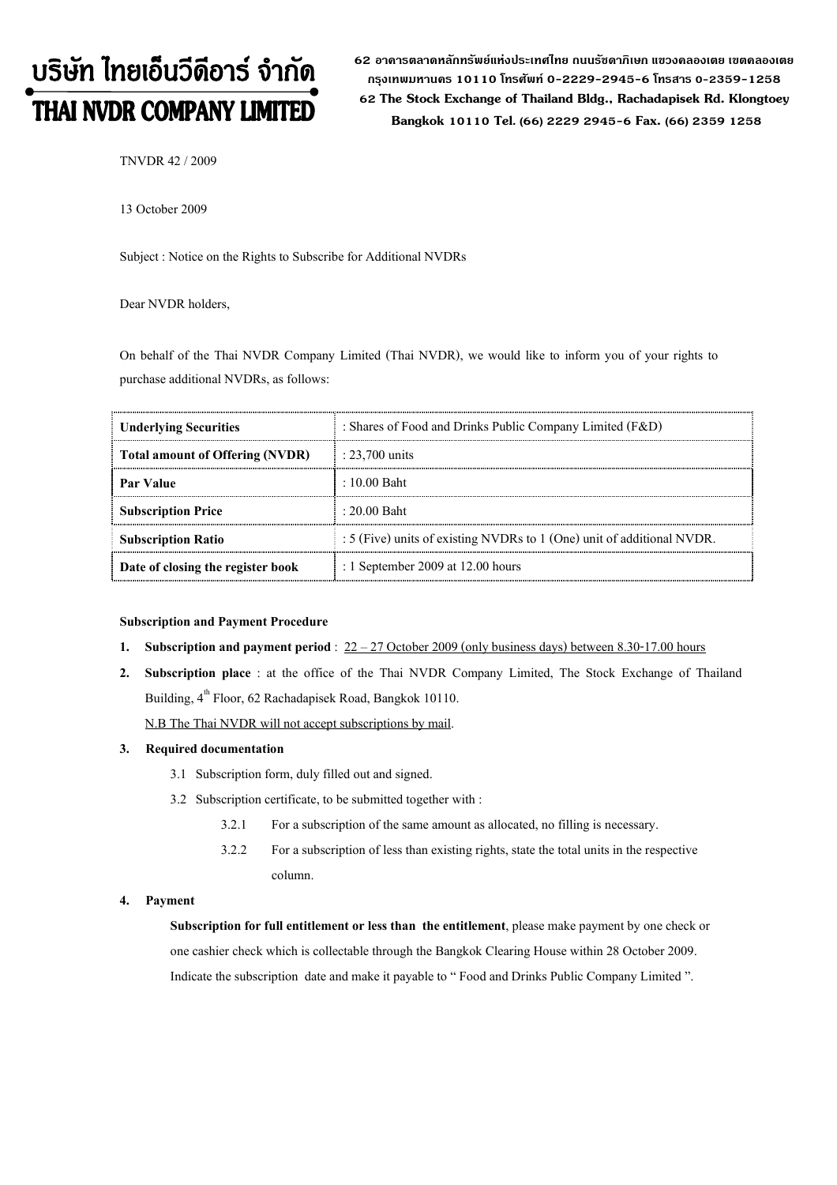# บริษัท ไทยเอ็นวีดีอาร์ จำกัด
# THAI NVDR COMPANY LIMITED

62 อาคารตลาดหลักทรัพย์แห่งประเทศไทย ถนนรัชดาภิเษก แขวงคลองเตย เขตคลองเตย กรุงเทพมหานคร 10110 โทรศัพท์ 0-2229-2945-6 โทรสาร 0-2359-1258
62 The Stock Exchange of Thailand Bldg., Rachadapisek Rd. Klongtoey Bangkok 10110 Tel. (66) 2229 2945-6 Fax. (66) 2359 1258

TNVDR 42 / 2009

13 October 2009

Subject : Notice on the Rights to Subscribe for Additional NVDRs

Dear NVDR holders,

On behalf of the Thai NVDR Company Limited (Thai NVDR), we would like to inform you of your rights to purchase additional NVDRs, as follows:

| **Underlying Securities** | : Shares of Food and Drinks Public Company Limited (F&D) |
|---|---|
| **Total amount of Offering (NVDR)** | : 23,700 units |
| **Par Value** | : 10.00 Baht |
| **Subscription Price** | : 20.00 Baht |
| **Subscription Ratio** | : 5 (Five) units of existing NVDRs to 1 (One) unit of additional NVDR. |
| **Date of closing the register book** | : 1 September 2009 at 12.00 hours |

**Subscription and Payment Procedure**

1. **Subscription and payment period** : 22 – 27 October 2009 (only business days) between 8.30-17.00 hours
2. **Subscription place** : at the office of the Thai NVDR Company Limited, The Stock Exchange of Thailand Building, 4th Floor, 62 Rachadapisek Road, Bangkok 10110.

   N.B The Thai NVDR will not accept subscriptions by mail.

3. **Required documentation**
   - 3.1 Subscription form, duly filled out and signed.
   - 3.2 Subscription certificate, to be submitted together with :
     - 3.2.1 For a subscription of the same amount as allocated, no filling is necessary.
     - 3.2.2 For a subscription of less than existing rights, state the total units in the respective column.

4. **Payment**

   **Subscription for full entitlement or less than the entitlement**, please make payment by one check or one cashier check which is collectable through the Bangkok Clearing House within 28 October 2009. Indicate the subscription date and make it payable to " Food and Drinks Public Company Limited ".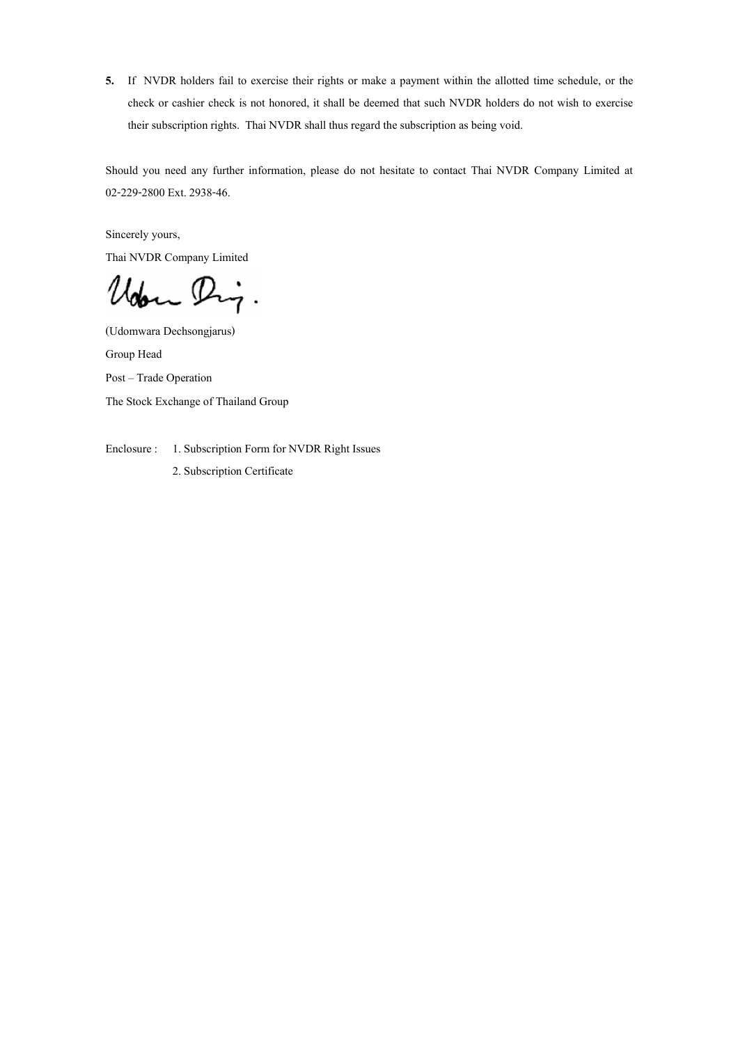5. If NVDR holders fail to exercise their rights or make a payment within the allotted time schedule, or the check or cashier check is not honored, it shall be deemed that such NVDR holders do not wish to exercise their subscription rights. Thai NVDR shall thus regard the subscription as being void.

Should you need any further information, please do not hesitate to contact Thai NVDR Company Limited at 02-229-2800 Ext. 2938-46.

Sincerely yours,

Thai NVDR Company Limited

(Udomwara Dechsongjarus)

Group Head

Post – Trade Operation

The Stock Exchange of Thailand Group

Enclosure : 1. Subscription Form for NVDR Right Issues

2. Subscription Certificate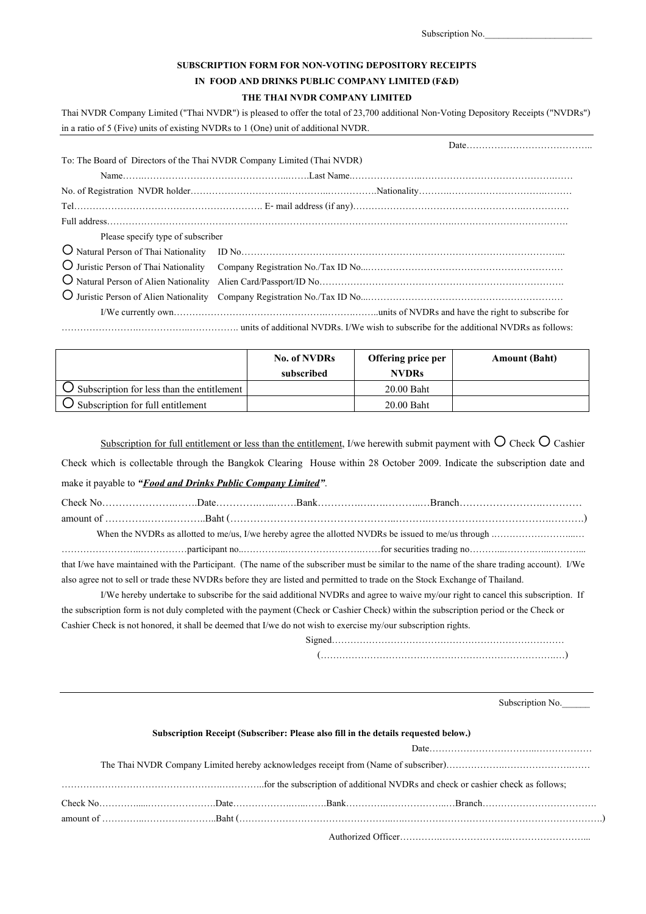Subscription No.______________________

**SUBSCRIPTION FORM FOR NON-VOTING DEPOSITORY RECEIPTS**

**IN FOOD AND DRINKS PUBLIC COMPANY LIMITED (F&D)**

**THE THAI NVDR COMPANY LIMITED**

Thai NVDR Company Limited ("Thai NVDR") is pleased to offer the total of 23,700 additional Non-Voting Depository Receipts ("NVDRs") in a ratio of 5 (Five) units of existing NVDRs to 1 (One) unit of additional NVDR.

Date…………………………………..

To: The Board of Directors of the Thai NVDR Company Limited (Thai NVDR)

Name……………………………………………..…….Last Name.…………………..………………………………….……

No. of Registration NVDR holder……………………….……….…..…………….Nationality……….…………………………….………

Tel……………………………………………………. E- mail address (if any)…………………………………………….……………

Full address………………………………………………………………………………………….…………………………….

Please specify type of subscriber

○ Natural Person of Thai Nationality ID No…………………………………………………………………………………………...

○ Juristic Person of Thai Nationality Company Registration No./Tax ID No...………………………………………………………

○ Natural Person of Alien Nationality Alien Card/Passport/ID No………………………………………………………………………….

○ Juristic Person of Alien Nationality Company Registration No./Tax ID No...………………………………………………………

I/We currently own……………………………………………….……..……..units of NVDRs and have the right to subscribe for ……………………..…………..…………….. units of additional NVDRs. I/We wish to subscribe for the additional NVDRs as follows:

| | No. of NVDRs subscribed | Offering price per NVDRs | Amount (Baht) |
|---|---|---|---|
| ○ Subscription for less than the entitlement | | 20.00 Baht | |
| ○ Subscription for full entitlement | | 20.00 Baht | |

Subscription for full entitlement or less than the entitlement, I/we herewith submit payment with ○ Check ○ Cashier Check which is collectable through the Bangkok Clearing House within 28 October 2009. Indicate the subscription date and make it payable to ***"Food and Drinks Public Company Limited"***.

Check No……………….…….Date…………..…..…….Bank………….…..………..…Branch……………………….…………

amount of …………..…….………..Baht (……………………………………..……….…………………………….……….)

When the NVDRs as allotted to me/us, I/we hereby agree the allotted NVDRs be issued to me/us through ……………………...… ……………………..……………participant no..…………..……………………..……for securities trading no………...………..………... that I/we have maintained with the Participant. (The name of the subscriber must be similar to the name of the share trading account). I/We also agree not to sell or trade these NVDRs before they are listed and permitted to trade on the Stock Exchange of Thailand.

I/We hereby undertake to subscribe for the said additional NVDRs and agree to waive my/our right to cancel this subscription. If the subscription form is not duly completed with the payment (Check or Cashier Check) within the subscription period or the Check or Cashier Check is not honored, it shall be deemed that I/we do not wish to exercise my/our subscription rights.

Signed…………………………………………………………………

(……………………………………………………………………)

---

Subscription No.______

**Subscription Receipt (Subscriber: Please also fill in the details requested below.)**

Date……………………………..………………

The Thai NVDR Company Limited hereby acknowledges receipt from (Name of subscriber)………………..…………………..……

……………………………………………….…………..for the subscription of additional NVDRs and check or cashier check as follows;

Check No…………....…………………Date……………….…..…….Bank………….…………….…Branch……………………………….

amount of …………..……….………..Baht (……………………………………..……….………………………………………………….)

Authorized Officer………….…………………..……………………...